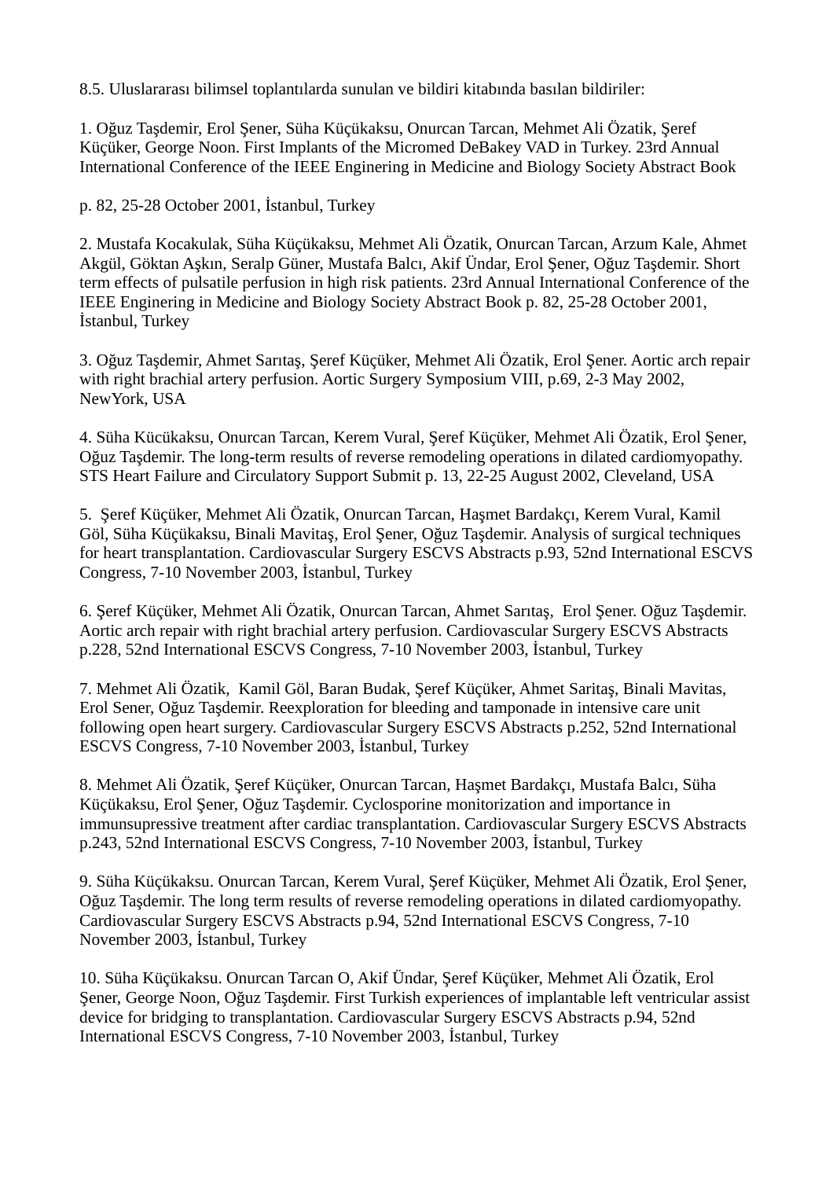8.5. Uluslararası bilimsel toplantılarda sunulan ve bildiri kitabında basılan bildiriler:

1. Oğuz Taşdemir, Erol Şener, Süha Küçükaksu, Onurcan Tarcan, Mehmet Ali Özatik, Şeref Küçüker, George Noon. First Implants of the Micromed DeBakey VAD in Turkey. 23rd Annual International Conference of the IEEE Enginering in Medicine and Biology Society Abstract Book

p. 82, 25-28 October 2001, İstanbul, Turkey

2. Mustafa Kocakulak, Süha Küçükaksu, Mehmet Ali Özatik, Onurcan Tarcan, Arzum Kale, Ahmet Akgül, Göktan Aşkın, Seralp Güner, Mustafa Balcı, Akif Ündar, Erol Şener, Oğuz Taşdemir. Short term effects of pulsatile perfusion in high risk patients. 23rd Annual International Conference of the IEEE Enginering in Medicine and Biology Society Abstract Book p. 82, 25-28 October 2001, İstanbul, Turkey

3. Oğuz Taşdemir, Ahmet Sarıtaş, Şeref Küçüker, Mehmet Ali Özatik, Erol Şener. Aortic arch repair with right brachial artery perfusion. Aortic Surgery Symposium VIII, p.69, 2-3 May 2002, NewYork, USA

4. Süha Kücükaksu, Onurcan Tarcan, Kerem Vural, Şeref Küçüker, Mehmet Ali Özatik, Erol Şener, Oğuz Taşdemir. The long-term results of reverse remodeling operations in dilated cardiomyopathy. STS Heart Failure and Circulatory Support Submit p. 13, 22-25 August 2002, Cleveland, USA

5. Şeref Küçüker, Mehmet Ali Özatik, Onurcan Tarcan, Haşmet Bardakçı, Kerem Vural, Kamil Göl, Süha Küçükaksu, Binali Mavitaş, Erol Şener, Oğuz Taşdemir. Analysis of surgical techniques for heart transplantation. Cardiovascular Surgery ESCVS Abstracts p.93, 52nd International ESCVS Congress, 7-10 November 2003, İstanbul, Turkey

6. Şeref Küçüker, Mehmet Ali Özatik, Onurcan Tarcan, Ahmet Sarıtaş, Erol Şener. Oğuz Taşdemir. Aortic arch repair with right brachial artery perfusion. Cardiovascular Surgery ESCVS Abstracts p.228, 52nd International ESCVS Congress, 7-10 November 2003, İstanbul, Turkey

7. Mehmet Ali Özatik, Kamil Göl, Baran Budak, Şeref Küçüker, Ahmet Saritaş, Binali Mavitas, Erol Sener, Oğuz Taşdemir. Reexploration for bleeding and tamponade in intensive care unit following open heart surgery. Cardiovascular Surgery ESCVS Abstracts p.252, 52nd International ESCVS Congress, 7-10 November 2003, İstanbul, Turkey

8. Mehmet Ali Özatik, Şeref Küçüker, Onurcan Tarcan, Haşmet Bardakçı, Mustafa Balcı, Süha Küçükaksu, Erol Şener, Oğuz Taşdemir. Cyclosporine monitorization and importance in immunsupressive treatment after cardiac transplantation. Cardiovascular Surgery ESCVS Abstracts p.243, 52nd International ESCVS Congress, 7-10 November 2003, İstanbul, Turkey

9. Süha Küçükaksu. Onurcan Tarcan, Kerem Vural, Şeref Küçüker, Mehmet Ali Özatik, Erol Şener, Oğuz Taşdemir. The long term results of reverse remodeling operations in dilated cardiomyopathy. Cardiovascular Surgery ESCVS Abstracts p.94, 52nd International ESCVS Congress, 7-10 November 2003, İstanbul, Turkey

10. Süha Küçükaksu. Onurcan Tarcan O, Akif Ündar, Şeref Küçüker, Mehmet Ali Özatik, Erol Şener, George Noon, Oğuz Taşdemir. First Turkish experiences of implantable left ventricular assist device for bridging to transplantation. Cardiovascular Surgery ESCVS Abstracts p.94, 52nd International ESCVS Congress, 7-10 November 2003, İstanbul, Turkey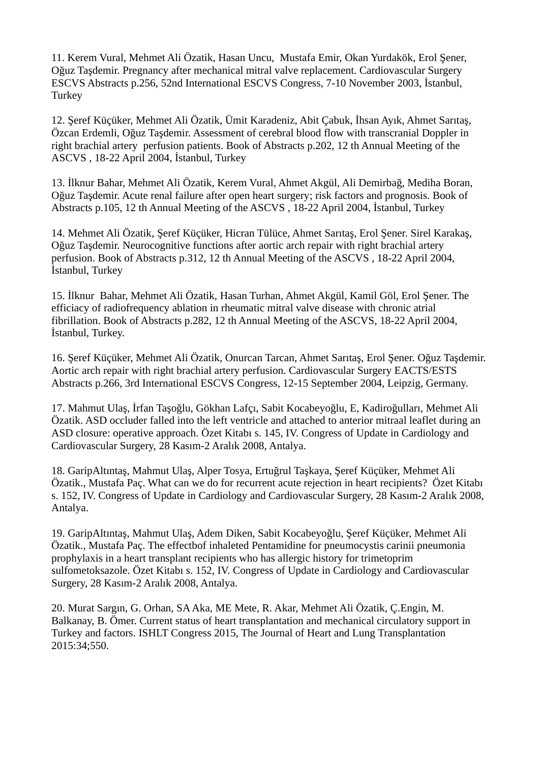11. Kerem Vural, Mehmet Ali Özatik, Hasan Uncu,  Mustafa Emir, Okan Yurdakök, Erol Şener, Oğuz Taşdemir. Pregnancy after mechanical mitral valve replacement. Cardiovascular Surgery ESCVS Abstracts p.256, 52nd International ESCVS Congress, 7-10 November 2003, İstanbul, Turkey

12. Şeref Küçüker, Mehmet Ali Özatik, Ümit Karadeniz, Abit Çabuk, İhsan Ayık, Ahmet Sarıtaş, Özcan Erdemli, Oğuz Taşdemir. Assessment of cerebral blood flow with transcranial Doppler in right brachial artery  perfusion patients. Book of Abstracts p.202, 12 th Annual Meeting of the ASCVS , 18-22 April 2004, İstanbul, Turkey

13. İlknur Bahar, Mehmet Ali Özatik, Kerem Vural, Ahmet Akgül, Ali Demirbağ, Mediha Boran, Oğuz Taşdemir. Acute renal failure after open heart surgery; risk factors and prognosis. Book of Abstracts p.105, 12 th Annual Meeting of the ASCVS , 18-22 April 2004, İstanbul, Turkey

14. Mehmet Ali Özatik, Şeref Küçüker, Hicran Tülüce, Ahmet Sarıtaş, Erol Şener. Sirel Karakaş, Oğuz Taşdemir. Neurocognitive functions after aortic arch repair with right brachial artery perfusion. Book of Abstracts p.312, 12 th Annual Meeting of the ASCVS , 18-22 April 2004, İstanbul, Turkey

15. İlknur  Bahar, Mehmet Ali Özatik, Hasan Turhan, Ahmet Akgül, Kamil Göl, Erol Şener. The efficiacy of radiofrequency ablation in rheumatic mitral valve disease with chronic atrial fibrillation. Book of Abstracts p.282, 12 th Annual Meeting of the ASCVS, 18-22 April 2004, İstanbul, Turkey.

16. Şeref Küçüker, Mehmet Ali Özatik, Onurcan Tarcan, Ahmet Sarıtaş, Erol Şener. Oğuz Taşdemir. Aortic arch repair with right brachial artery perfusion. Cardiovascular Surgery EACTS/ESTS Abstracts p.266, 3rd International ESCVS Congress, 12-15 September 2004, Leipzig, Germany.

17. Mahmut Ulaş, İrfan Taşoğlu, Gökhan Lafçı, Sabit Kocabeyoğlu, E, Kadiroğulları, Mehmet Ali Özatik. ASD occluder falled into the left ventricle and attached to anterior mitraal leaflet during an ASD closure: operative approach. Özet Kitabı s. 145, IV. Congress of Update in Cardiology and Cardiovascular Surgery, 28 Kasım-2 Aralık 2008, Antalya.

18. GaripAltıntaş, Mahmut Ulaş, Alper Tosya, Ertuğrul Taşkaya, Şeref Küçüker, Mehmet Ali Özatik., Mustafa Paç. What can we do for recurrent acute rejection in heart recipients?  Özet Kitabı s. 152, IV. Congress of Update in Cardiology and Cardiovascular Surgery, 28 Kasım-2 Aralık 2008, Antalya.

19. GaripAltıntaş, Mahmut Ulaş, Adem Diken, Sabit Kocabeyoğlu, Şeref Küçüker, Mehmet Ali Özatik., Mustafa Paç. The effectbof inhaleted Pentamidine for pneumocystis carinii pneumonia prophylaxis in a heart transplant recipients who has allergic history for trimetoprim sulfometoksazole. Özet Kitabı s. 152, IV. Congress of Update in Cardiology and Cardiovascular Surgery, 28 Kasım-2 Aralık 2008, Antalya.

20. Murat Sargın, G. Orhan, SA Aka, ME Mete, R. Akar, Mehmet Ali Özatik, Ç.Engin, M. Balkanay, B. Ömer. Current status of heart transplantation and mechanical circulatory support in Turkey and factors. ISHLT Congress 2015, The Journal of Heart and Lung Transplantation 2015:34;550.